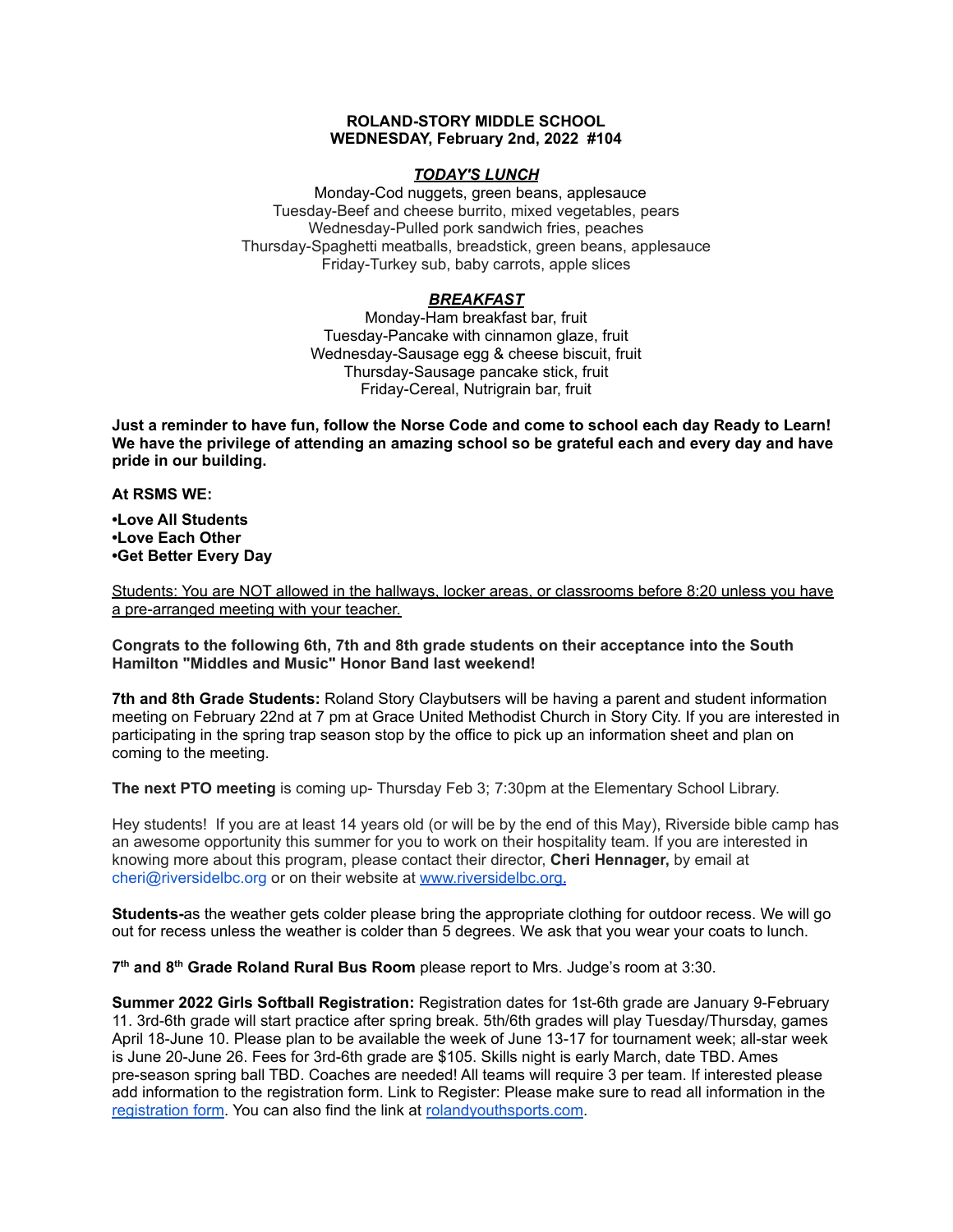**ROLAND-STORY MIDDLE SCHOOL**
**WEDNESDAY, February 2nd, 2022 #104**

***TODAY'S LUNCH***

Monday-Cod nuggets, green beans, applesauce
Tuesday-Beef and cheese burrito, mixed vegetables, pears
Wednesday-Pulled pork sandwich fries, peaches
Thursday-Spaghetti meatballs, breadstick, green beans, applesauce
Friday-Turkey sub, baby carrots, apple slices

***BREAKFAST***

Monday-Ham breakfast bar, fruit
Tuesday-Pancake with cinnamon glaze, fruit
Wednesday-Sausage egg & cheese biscuit, fruit
Thursday-Sausage pancake stick, fruit
Friday-Cereal, Nutrigrain bar, fruit

**Just a reminder to have fun, follow the Norse Code and come to school each day Ready to Learn! We have the privilege of attending an amazing school so be grateful each and every day and have pride in our building.**

**At RSMS WE:**

**•Love All Students**
**•Love Each Other**
**•Get Better Every Day**

Students: You are NOT allowed in the hallways, locker areas, or classrooms before 8:20 unless you have a pre-arranged meeting with your teacher.

**Congrats to the following 6th, 7th and 8th grade students on their acceptance into the South Hamilton "Middles and Music" Honor Band last weekend!**

**7th and 8th Grade Students:** Roland Story Claybutsers will be having a parent and student information meeting on February 22nd at 7 pm at Grace United Methodist Church in Story City. If you are interested in participating in the spring trap season stop by the office to pick up an information sheet and plan on coming to the meeting.

**The next PTO meeting** is coming up- Thursday Feb 3; 7:30pm at the Elementary School Library.

Hey students! If you are at least 14 years old (or will be by the end of this May), Riverside bible camp has an awesome opportunity this summer for you to work on their hospitality team. If you are interested in knowing more about this program, please contact their director, **Cheri Hennager,** by email at cheri@riversidelbc.org or on their website at [www.riversidelbc.org.](www.riversidelbc.org)

**Students-**as the weather gets colder please bring the appropriate clothing for outdoor recess. We will go out for recess unless the weather is colder than 5 degrees. We ask that you wear your coats to lunch.

**7th and 8th Grade Roland Rural Bus Room** please report to Mrs. Judge's room at 3:30.

**Summer 2022 Girls Softball Registration:** Registration dates for 1st-6th grade are January 9-February 11. 3rd-6th grade will start practice after spring break. 5th/6th grades will play Tuesday/Thursday, games April 18-June 10. Please plan to be available the week of June 13-17 for tournament week; all-star week is June 20-June 26. Fees for 3rd-6th grade are $105. Skills night is early March, date TBD. Ames pre-season spring ball TBD. Coaches are needed! All teams will require 3 per team. If interested please add information to the registration form. Link to Register: Please make sure to read all information in the [registration form](). You can also find the link at [rolandyouthsports.com](rolandyouthsports.com).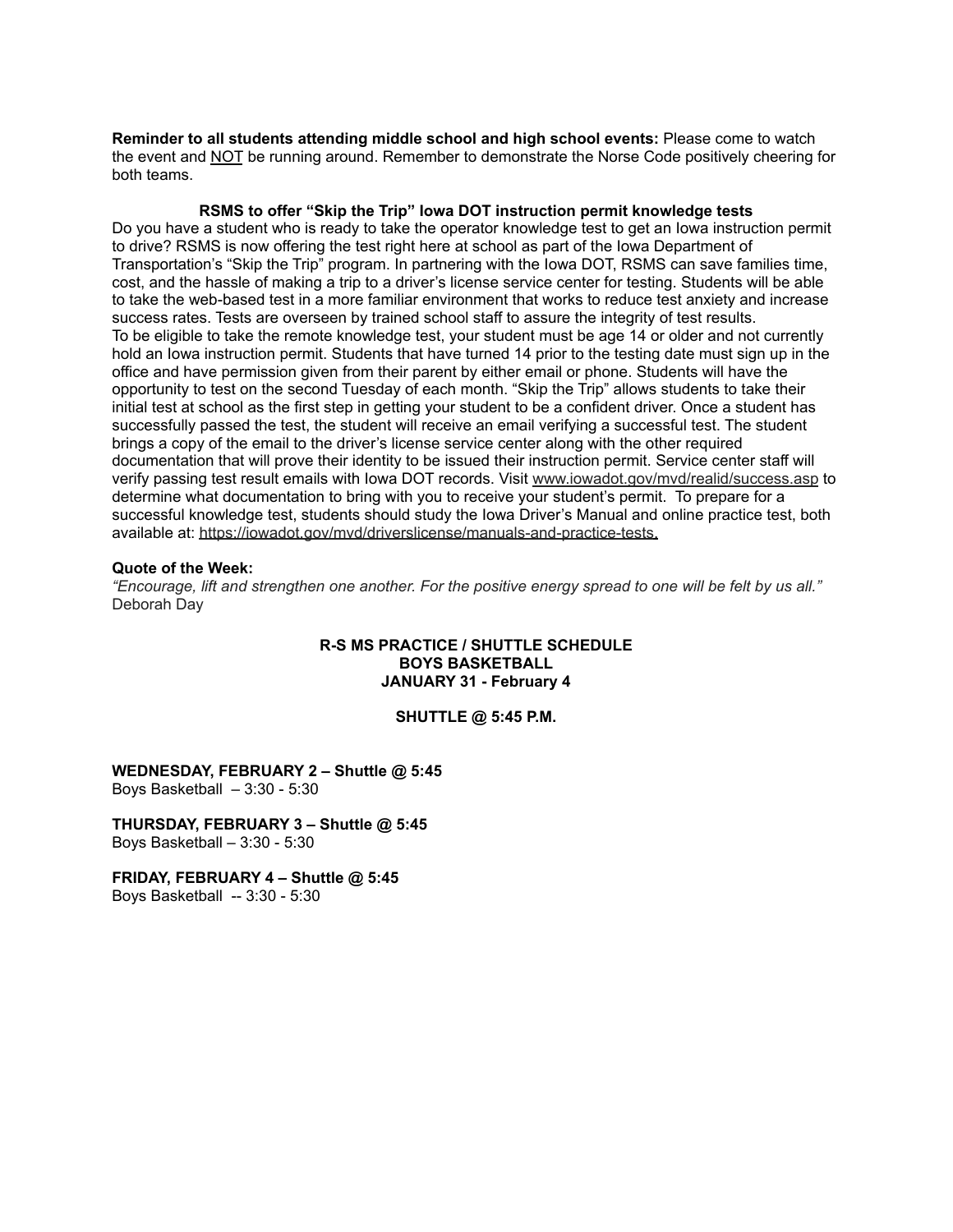**Reminder to all students attending middle school and high school events:** Please come to watch the event and NOT be running around. Remember to demonstrate the Norse Code positively cheering for both teams.

**RSMS to offer "Skip the Trip" Iowa DOT instruction permit knowledge tests**

Do you have a student who is ready to take the operator knowledge test to get an Iowa instruction permit to drive? RSMS is now offering the test right here at school as part of the Iowa Department of Transportation's "Skip the Trip" program. In partnering with the Iowa DOT, RSMS can save families time, cost, and the hassle of making a trip to a driver's license service center for testing. Students will be able to take the web-based test in a more familiar environment that works to reduce test anxiety and increase success rates. Tests are overseen by trained school staff to assure the integrity of test results.

To be eligible to take the remote knowledge test, your student must be age 14 or older and not currently hold an Iowa instruction permit. Students that have turned 14 prior to the testing date must sign up in the office and have permission given from their parent by either email or phone. Students will have the opportunity to test on the second Tuesday of each month. "Skip the Trip" allows students to take their initial test at school as the first step in getting your student to be a confident driver. Once a student has successfully passed the test, the student will receive an email verifying a successful test. The student brings a copy of the email to the driver's license service center along with the other required documentation that will prove their identity to be issued their instruction permit. Service center staff will verify passing test result emails with Iowa DOT records. Visit www.iowadot.gov/mvd/realid/success.asp to determine what documentation to bring with you to receive your student's permit. To prepare for a successful knowledge test, students should study the Iowa Driver's Manual and online practice test, both available at: https://iowadot.gov/mvd/driverslicense/manuals-and-practice-tests.

**Quote of the Week:**

*"Encourage, lift and strengthen one another. For the positive energy spread to one will be felt by us all."* Deborah Day

**R-S MS PRACTICE / SHUTTLE SCHEDULE**
**BOYS BASKETBALL**
**JANUARY 31 - February 4**

**SHUTTLE @ 5:45 P.M.**

**WEDNESDAY, FEBRUARY 2 – Shuttle @ 5:45**
Boys Basketball – 3:30 - 5:30

**THURSDAY, FEBRUARY 3 – Shuttle @ 5:45**
Boys Basketball – 3:30 - 5:30

**FRIDAY, FEBRUARY 4 – Shuttle @ 5:45**
Boys Basketball -- 3:30 - 5:30